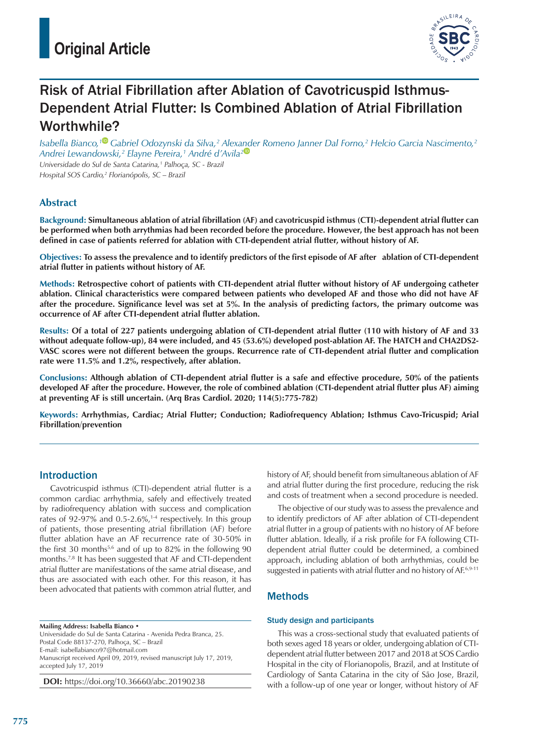Original Article

# Risk of Atrial Fibrillation after Ablation of Cavotricuspid Isthmus-Dependent Atrial Flutter: Is Combined Ablation of Atrial Fibrillation Worthwhile?

*Isabella Bianco,[1] Gabriel Odozynski da Silva,[2] Alexander Romeno Janner Dal Forno,[2] Helcio Garcia Nascimento,[2] Andrei Lewandowski,[2] Elayne Pereira,[1] André d'Avila[2]*

*Universidade do Sul de Santa Catarina,[1] Palhoça, SC - Brazil*
*Hospital SOS Cardio,[2] Florianópolis, SC – Brazil*

## Abstract

**Background: Simultaneous ablation of atrial fibrillation (AF) and cavotricuspid isthmus (CTI)-dependent atrial flutter can be performed when both arrythmias had been recorded before the procedure. However, the best approach has not been defined in case of patients referred for ablation with CTI-dependent atrial flutter, without history of AF.**

**Objectives: To assess the prevalence and to identify predictors of the first episode of AF after ablation of CTI-dependent atrial flutter in patients without history of AF.**

**Methods: Retrospective cohort of patients with CTI-dependent atrial flutter without history of AF undergoing catheter ablation. Clinical characteristics were compared between patients who developed AF and those who did not have AF after the procedure. Significance level was set at 5%. In the analysis of predicting factors, the primary outcome was occurrence of AF after CTI-dependent atrial flutter ablation.**

**Results: Of a total of 227 patients undergoing ablation of CTI-dependent atrial flutter (110 with history of AF and 33 without adequate follow-up), 84 were included, and 45 (53.6%) developed post-ablation AF. The HATCH and CHA2DS2-VASC scores were not different between the groups. Recurrence rate of CTI-dependent atrial flutter and complication rate were 11.5% and 1.2%, respectively, after ablation.**

**Conclusions: Although ablation of CTI-dependent atrial flutter is a safe and effective procedure, 50% of the patients developed AF after the procedure. However, the role of combined ablation (CTI-dependent atrial flutter plus AF) aiming at preventing AF is still uncertain. (Arq Bras Cardiol. 2020; 114(5):775-782)**

**Keywords: Arrhythmias, Cardiac; Atrial Flutter; Conduction; Radiofrequency Ablation; Isthmus Cavo-Tricuspid; Arial Fibrillation/prevention**

## Introduction

Cavotricuspid isthmus (CTI)-dependent atrial flutter is a common cardiac arrhythmia, safely and effectively treated by radiofrequency ablation with success and complication rates of 92-97% and 0.5-2.6%,[1-4] respectively. In this group of patients, those presenting atrial fibrillation (AF) before flutter ablation have an AF recurrence rate of 30-50% in the first 30 months[5,6] and of up to 82% in the following 90 months.[7,8] It has been suggested that AF and CTI-dependent atrial flutter are manifestations of the same atrial disease, and thus are associated with each other. For this reason, it has been advocated that patients with common atrial flutter, and history of AF, should benefit from simultaneous ablation of AF and atrial flutter during the first procedure, reducing the risk and costs of treatment when a second procedure is needed.

The objective of our study was to assess the prevalence and to identify predictors of AF after ablation of CTI-dependent atrial flutter in a group of patients with no history of AF before flutter ablation. Ideally, if a risk profile for FA following CTI-dependent atrial flutter could be determined, a combined approach, including ablation of both arrhythmias, could be suggested in patients with atrial flutter and no history of AF.[6,9-11]

## Methods

### Study design and participants

This was a cross-sectional study that evaluated patients of both sexes aged 18 years or older, undergoing ablation of CTI-dependent atrial flutter between 2017 and 2018 at SOS Cardio Hospital in the city of Florianopolis, Brazil, and at Institute of Cardiology of Santa Catarina in the city of São Jose, Brazil, with a follow-up of one year or longer, without history of AF

**Mailing Address: Isabella Bianco •**
Universidade do Sul de Santa Catarina - Avenida Pedra Branca, 25.
Postal Code 88137-270, Palhoça, SC – Brazil
E-mail: isabellabianco97@hotmail.com
Manuscript received April 09, 2019, revised manuscript July 17, 2019, accepted July 17, 2019

**DOI:** https://doi.org/10.36660/abc.20190238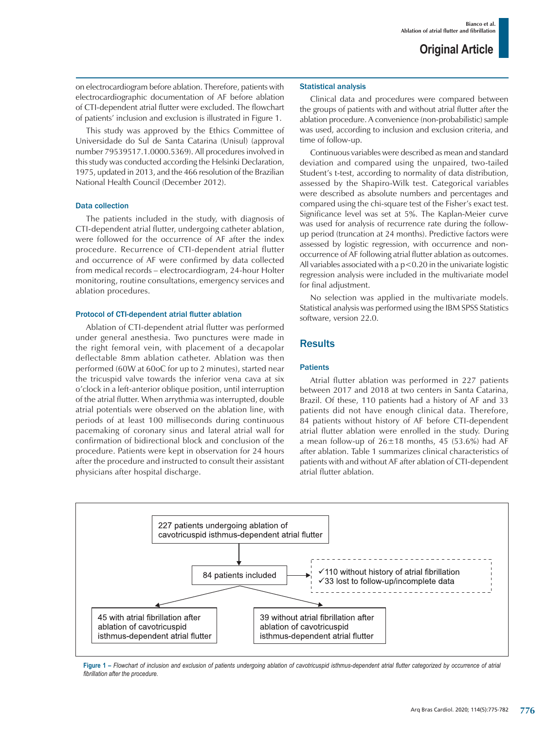on electrocardiogram before ablation. Therefore, patients with electrocardiographic documentation of AF before ablation of CTI-dependent atrial flutter were excluded. The flowchart of patients' inclusion and exclusion is illustrated in Figure 1.

This study was approved by the Ethics Committee of Universidade do Sul de Santa Catarina (Unisul) (approval number 79539517.1.0000.5369). All procedures involved in this study was conducted according the Helsinki Declaration, 1975, updated in 2013, and the 466 resolution of the Brazilian National Health Council (December 2012).

### Data collection

The patients included in the study, with diagnosis of CTI-dependent atrial flutter, undergoing catheter ablation, were followed for the occurrence of AF after the index procedure. Recurrence of CTI-dependent atrial flutter and occurrence of AF were confirmed by data collected from medical records – electrocardiogram, 24-hour Holter monitoring, routine consultations, emergency services and ablation procedures.

### Protocol of CTI-dependent atrial flutter ablation

Ablation of CTI-dependent atrial flutter was performed under general anesthesia. Two punctures were made in the right femoral vein, with placement of a decapolar deflectable 8mm ablation catheter. Ablation was then performed (60W at 60oC for up to 2 minutes), started near the tricuspid valve towards the inferior vena cava at six o'clock in a left-anterior oblique position, until interruption of the atrial flutter. When arrythmia was interrupted, double atrial potentials were observed on the ablation line, with periods of at least 100 milliseconds during continuous pacemaking of coronary sinus and lateral atrial wall for confirmation of bidirectional block and conclusion of the procedure. Patients were kept in observation for 24 hours after the procedure and instructed to consult their assistant physicians after hospital discharge.

### Statistical analysis

Clinical data and procedures were compared between the groups of patients with and without atrial flutter after the ablation procedure. A convenience (non-probabilistic) sample was used, according to inclusion and exclusion criteria, and time of follow-up.

Continuous variables were described as mean and standard deviation and compared using the unpaired, two-tailed Student's t-test, according to normality of data distribution, assessed by the Shapiro-Wilk test. Categorical variables were described as absolute numbers and percentages and compared using the chi-square test of the Fisher's exact test. Significance level was set at 5%. The Kaplan-Meier curve was used for analysis of recurrence rate during the follow-up period (truncation at 24 months). Predictive factors were assessed by logistic regression, with occurrence and non-occurrence of AF following atrial flutter ablation as outcomes. All variables associated with a $p<0.20$ in the univariate logistic regression analysis were included in the multivariate model for final adjustment.

No selection was applied in the multivariate models. Statistical analysis was performed using the IBM SPSS Statistics software, version 22.0.

## Results

### Patients

Atrial flutter ablation was performed in 227 patients between 2017 and 2018 at two centers in Santa Catarina, Brazil. Of these, 110 patients had a history of AF and 33 patients did not have enough clinical data. Therefore, 84 patients without history of AF before CTI-dependent atrial flutter ablation were enrolled in the study. During a mean follow-up of 26±18 months, 45 (53.6%) had AF after ablation. Table 1 summarizes clinical characteristics of patients with and without AF after ablation of CTI-dependent atrial flutter ablation.

227 patients undergoing ablation of cavotricuspid isthmus-dependent atrial flutter

→ 84 patients included

- ✓110 without history of atrial fibrillation
- ✓33 lost to follow-up/incomplete data

→ 45 with atrial fibrillation after ablation of cavotricuspid isthmus-dependent atrial flutter

→ 39 without atrial fibrillation after ablation of cavotricuspid isthmus-dependent atrial flutter

**Figure 1 –** *Flowchart of inclusion and exclusion of patients undergoing ablation of cavotricuspid isthmus-dependent atrial flutter categorized by occurrence of atrial fibrillation after the procedure.*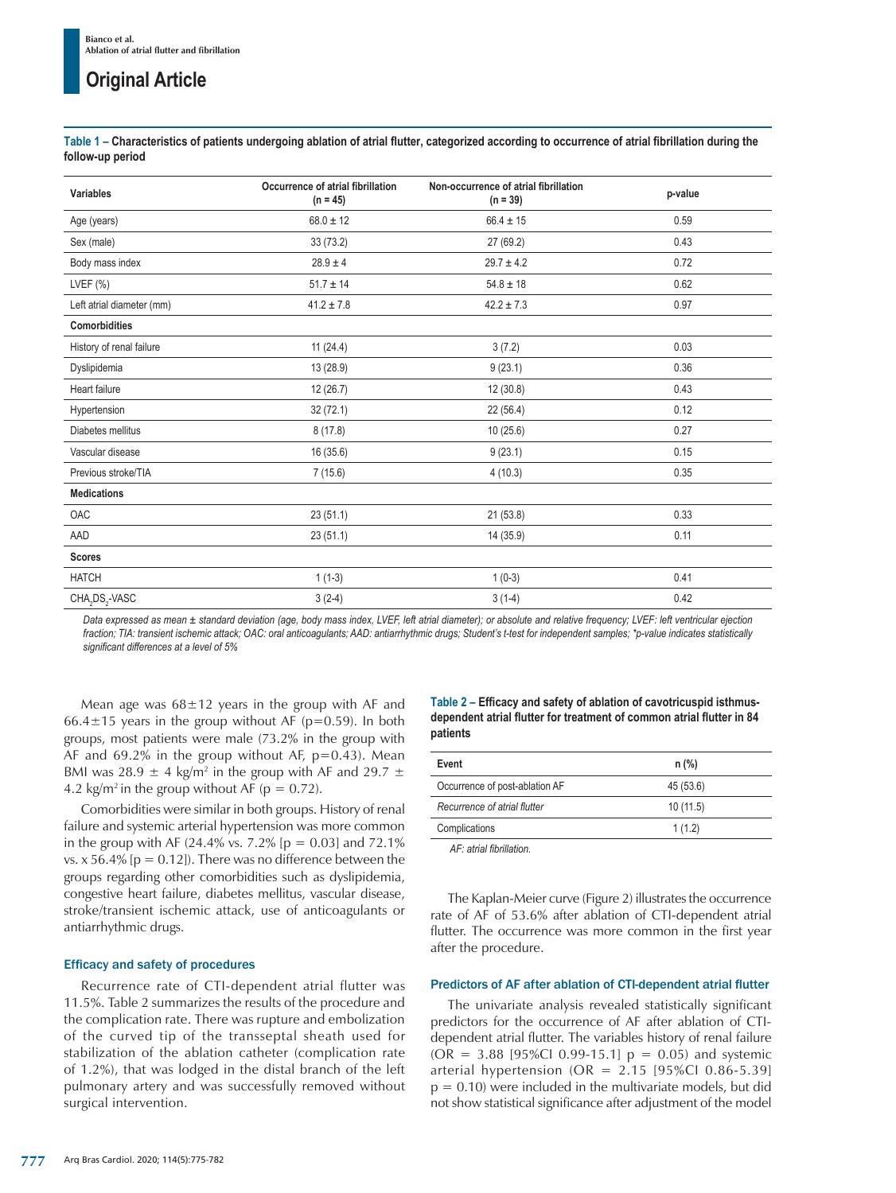**Table 1 – Characteristics of patients undergoing ablation of atrial flutter, categorized according to occurrence of atrial fibrillation during the follow-up period**

| Variables | Occurrence of atrial fibrillation (n = 45) | Non-occurrence of atrial fibrillation (n = 39) | p-value |
|---|---|---|---|
| Age (years) | 68.0 ± 12 | 66.4 ± 15 | 0.59 |
| Sex (male) | 33 (73.2) | 27 (69.2) | 0.43 |
| Body mass index | 28.9 ± 4 | 29.7 ± 4.2 | 0.72 |
| LVEF (%) | 51.7 ± 14 | 54.8 ± 18 | 0.62 |
| Left atrial diameter (mm) | 41.2 ± 7.8 | 42.2 ± 7.3 | 0.97 |
| **Comorbidities** | | | |
| History of renal failure | 11 (24.4) | 3 (7.2) | 0.03 |
| Dyslipidemia | 13 (28.9) | 9 (23.1) | 0.36 |
| Heart failure | 12 (26.7) | 12 (30.8) | 0.43 |
| Hypertension | 32 (72.1) | 22 (56.4) | 0.12 |
| Diabetes mellitus | 8 (17.8) | 10 (25.6) | 0.27 |
| Vascular disease | 16 (35.6) | 9 (23.1) | 0.15 |
| Previous stroke/TIA | 7 (15.6) | 4 (10.3) | 0.35 |
| **Medications** | | | |
| OAC | 23 (51.1) | 21 (53.8) | 0.33 |
| AAD | 23 (51.1) | 14 (35.9) | 0.11 |
| **Scores** | | | |
| HATCH | 1 (1-3) | 1 (0-3) | 0.41 |
| $CHA_2DS_2$-VASC | 3 (2-4) | 3 (1-4) | 0.42 |

*Data expressed as mean ± standard deviation (age, body mass index, LVEF, left atrial diameter); or absolute and relative frequency; LVEF: left ventricular ejection fraction; TIA: transient ischemic attack; OAC: oral anticoagulants; AAD: antiarrhythmic drugs; Student's t-test for independent samples; *p-value indicates statistically significant differences at a level of 5%*

Mean age was 68±12 years in the group with AF and 66.4±15 years in the group without AF (p=0.59). In both groups, most patients were male (73.2% in the group with AF and 69.2% in the group without AF, p=0.43). Mean BMI was 28.9 ± 4 kg/m$^2$ in the group with AF and 29.7 ± 4.2 kg/m$^2$ in the group without AF (p = 0.72).

Comorbidities were similar in both groups. History of renal failure and systemic arterial hypertension was more common in the group with AF (24.4% vs. 7.2% [p = 0.03] and 72.1% vs. x 56.4% [p = 0.12]). There was no difference between the groups regarding other comorbidities such as dyslipidemia, congestive heart failure, diabetes mellitus, vascular disease, stroke/transient ischemic attack, use of anticoagulants or antiarrhythmic drugs.

### Efficacy and safety of procedures

Recurrence rate of CTI-dependent atrial flutter was 11.5%. Table 2 summarizes the results of the procedure and the complication rate. There was rupture and embolization of the curved tip of the transseptal sheath used for stabilization of the ablation catheter (complication rate of 1.2%), that was lodged in the distal branch of the left pulmonary artery and was successfully removed without surgical intervention.

**Table 2 – Efficacy and safety of ablation of cavotricuspid isthmus-dependent atrial flutter for treatment of common atrial flutter in 84 patients**

| Event | n (%) |
|---|---|
| Occurrence of post-ablation AF | 45 (53.6) |
| *Recurrence of atrial flutter* | 10 (11.5) |
| Complications | 1 (1.2) |

*AF: atrial fibrillation.*

The Kaplan-Meier curve (Figure 2) illustrates the occurrence rate of AF of 53.6% after ablation of CTI-dependent atrial flutter. The occurrence was more common in the first year after the procedure.

### Predictors of AF after ablation of CTI-dependent atrial flutter

The univariate analysis revealed statistically significant predictors for the occurrence of AF after ablation of CTI-dependent atrial flutter. The variables history of renal failure (OR = 3.88 [95%CI 0.99-15.1] p = 0.05) and systemic arterial hypertension (OR = 2.15 [95%CI 0.86-5.39] p = 0.10) were included in the multivariate models, but did not show statistical significance after adjustment of the model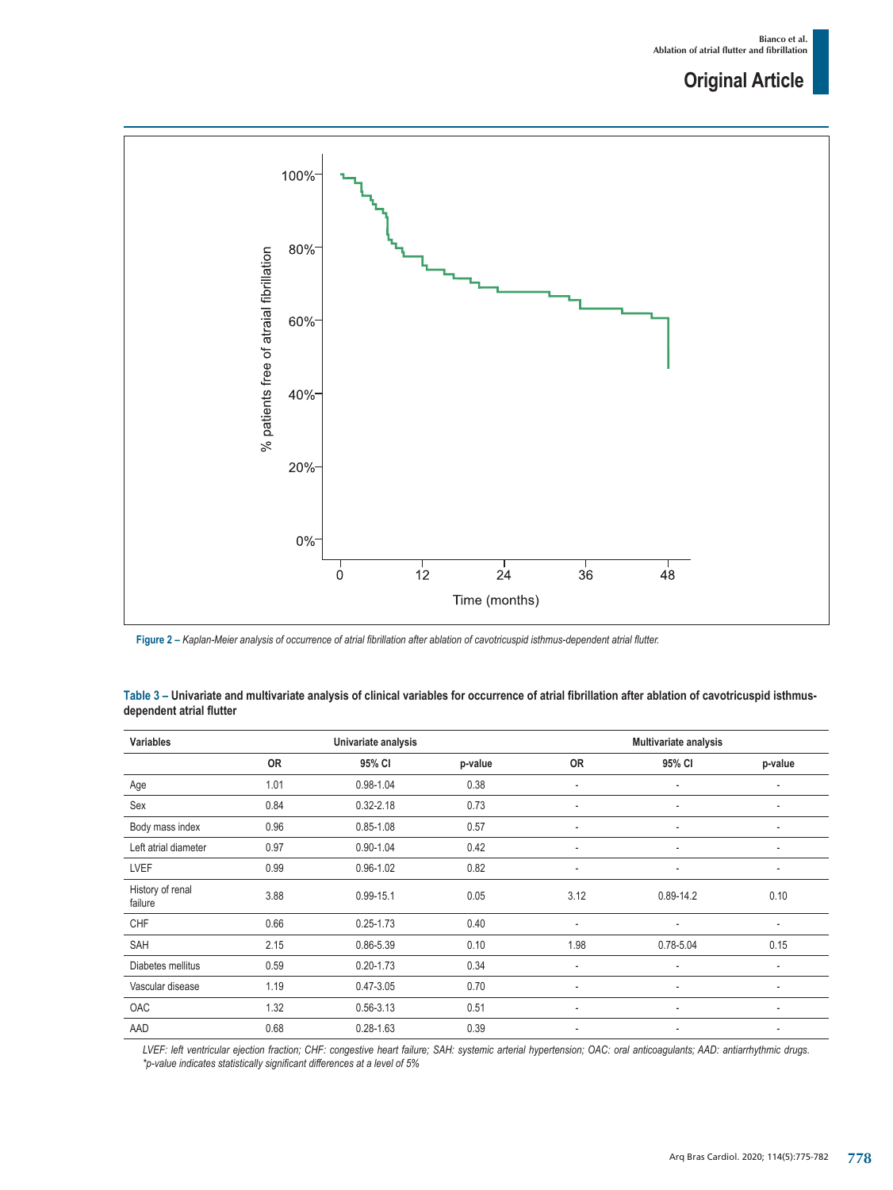Figure 2 – *Kaplan-Meier analysis of occurrence of atrial fibrillation after ablation of cavotricuspid isthmus-dependent atrial flutter.*

**Table 3 – Univariate and multivariate analysis of clinical variables for occurrence of atrial fibrillation after ablation of cavotricuspid isthmus-dependent atrial flutter**

| Variables | Univariate analysis | | | Multivariate analysis | | |
|---|---|---|---|---|---|---|
| | OR | 95% CI | p-value | OR | 95% CI | p-value |
| Age | 1.01 | 0.98-1.04 | 0.38 | - | - | - |
| Sex | 0.84 | 0.32-2.18 | 0.73 | - | - | - |
| Body mass index | 0.96 | 0.85-1.08 | 0.57 | - | - | - |
| Left atrial diameter | 0.97 | 0.90-1.04 | 0.42 | - | - | - |
| LVEF | 0.99 | 0.96-1.02 | 0.82 | - | - | - |
| History of renal failure | 3.88 | 0.99-15.1 | 0.05 | 3.12 | 0.89-14.2 | 0.10 |
| CHF | 0.66 | 0.25-1.73 | 0.40 | - | - | - |
| SAH | 2.15 | 0.86-5.39 | 0.10 | 1.98 | 0.78-5.04 | 0.15 |
| Diabetes mellitus | 0.59 | 0.20-1.73 | 0.34 | - | - | - |
| Vascular disease | 1.19 | 0.47-3.05 | 0.70 | - | - | - |
| OAC | 1.32 | 0.56-3.13 | 0.51 | - | - | - |
| AAD | 0.68 | 0.28-1.63 | 0.39 | - | - | - |

*LVEF: left ventricular ejection fraction; CHF: congestive heart failure; SAH: systemic arterial hypertension; OAC: oral anticoagulants; AAD: antiarrhythmic drugs. *p-value indicates statistically significant differences at a level of 5%*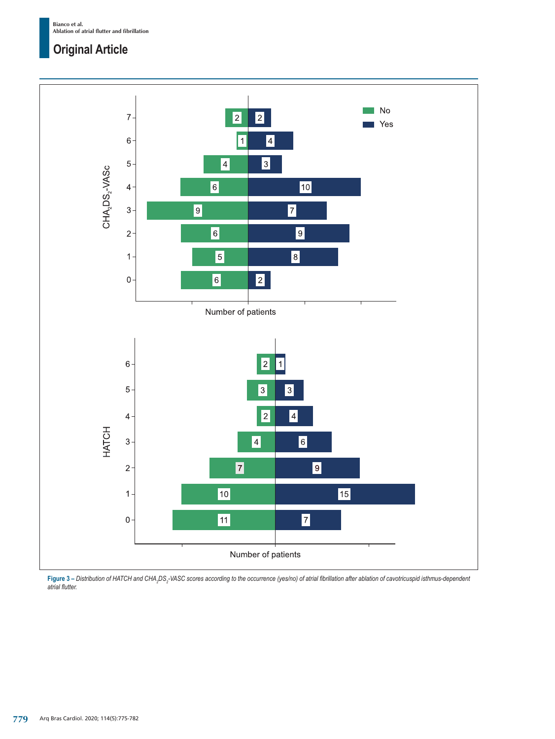**Figure 3 –** *Distribution of HATCH and $CHA_2DS_2$-VASC scores according to the occurrence (yes/no) of atrial fibrillation after ablation of cavotricuspid isthmus-dependent atrial flutter.*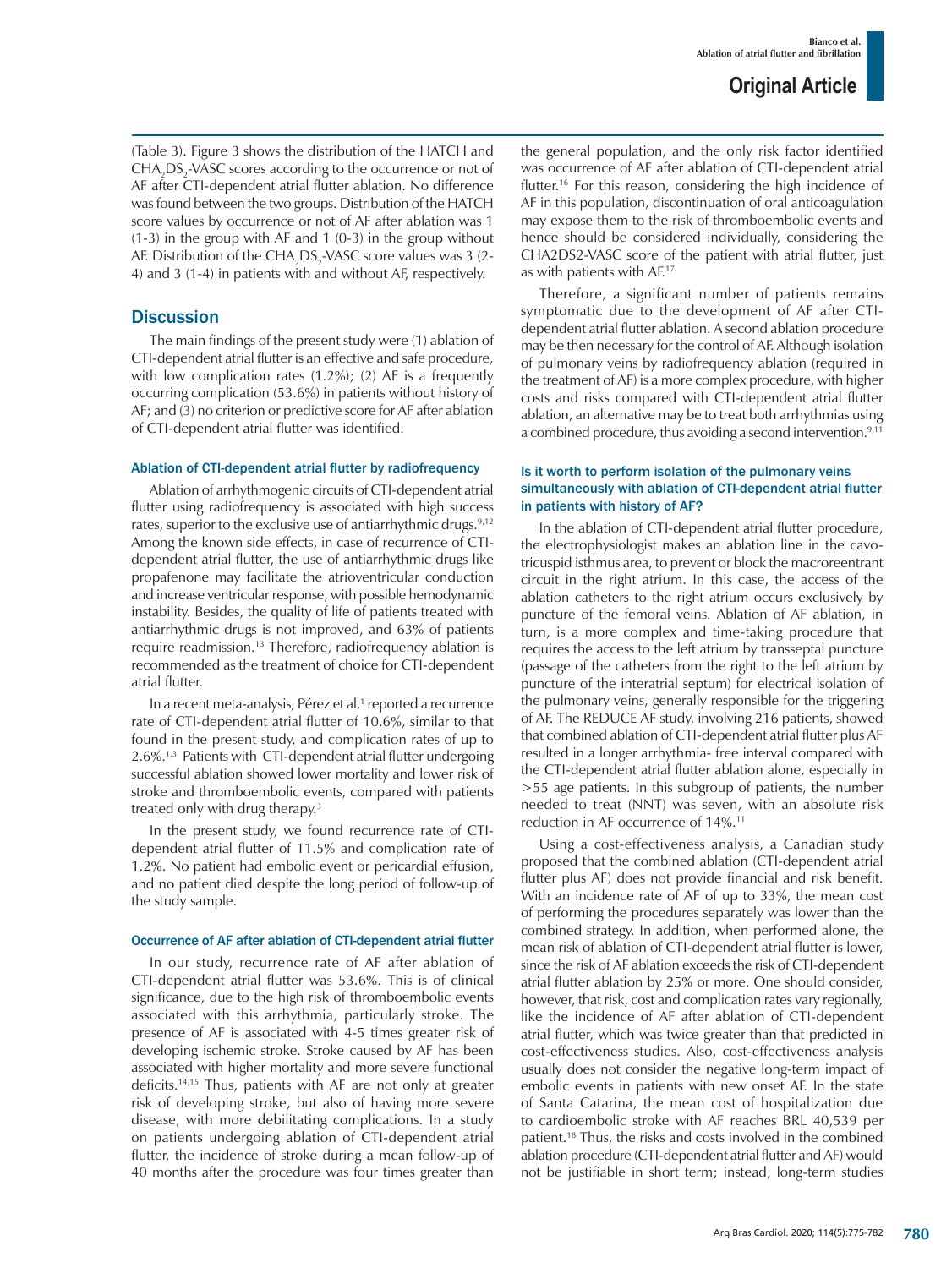(Table 3). Figure 3 shows the distribution of the HATCH and $CHA_2DS_2$-VASC scores according to the occurrence or not of AF after CTI-dependent atrial flutter ablation. No difference was found between the two groups. Distribution of the HATCH score values by occurrence or not of AF after ablation was 1 (1-3) in the group with AF and 1 (0-3) in the group without AF. Distribution of the $CHA_2DS_2$-VASC score values was 3 (2-4) and 3 (1-4) in patients with and without AF, respectively.

## Discussion

The main findings of the present study were (1) ablation of CTI-dependent atrial flutter is an effective and safe procedure, with low complication rates (1.2%); (2) AF is a frequently occurring complication (53.6%) in patients without history of AF; and (3) no criterion or predictive score for AF after ablation of CTI-dependent atrial flutter was identified.

### Ablation of CTI-dependent atrial flutter by radiofrequency

Ablation of arrhythmogenic circuits of CTI-dependent atrial flutter using radiofrequency is associated with high success rates, superior to the exclusive use of antiarrhythmic drugs.[9,12] Among the known side effects, in case of recurrence of CTI-dependent atrial flutter, the use of antiarrhythmic drugs like propafenone may facilitate the atrioventricular conduction and increase ventricular response, with possible hemodynamic instability. Besides, the quality of life of patients treated with antiarrhythmic drugs is not improved, and 63% of patients require readmission.[13] Therefore, radiofrequency ablation is recommended as the treatment of choice for CTI-dependent atrial flutter.

In a recent meta-analysis, Pérez et al.[1] reported a recurrence rate of CTI-dependent atrial flutter of 10.6%, similar to that found in the present study, and complication rates of up to 2.6%.[1,3] Patients with CTI-dependent atrial flutter undergoing successful ablation showed lower mortality and lower risk of stroke and thromboembolic events, compared with patients treated only with drug therapy.[3]

In the present study, we found recurrence rate of CTI-dependent atrial flutter of 11.5% and complication rate of 1.2%. No patient had embolic event or pericardial effusion, and no patient died despite the long period of follow-up of the study sample.

### Occurrence of AF after ablation of CTI-dependent atrial flutter

In our study, recurrence rate of AF after ablation of CTI-dependent atrial flutter was 53.6%. This is of clinical significance, due to the high risk of thromboembolic events associated with this arrhythmia, particularly stroke. The presence of AF is associated with 4-5 times greater risk of developing ischemic stroke. Stroke caused by AF has been associated with higher mortality and more severe functional deficits.[14,15] Thus, patients with AF are not only at greater risk of developing stroke, but also of having more severe disease, with more debilitating complications. In a study on patients undergoing ablation of CTI-dependent atrial flutter, the incidence of stroke during a mean follow-up of 40 months after the procedure was four times greater than the general population, and the only risk factor identified was occurrence of AF after ablation of CTI-dependent atrial flutter.[16] For this reason, considering the high incidence of AF in this population, discontinuation of oral anticoagulation may expose them to the risk of thromboembolic events and hence should be considered individually, considering the CHA2DS2-VASC score of the patient with atrial flutter, just as with patients with AF.[17]

Therefore, a significant number of patients remains symptomatic due to the development of AF after CTI-dependent atrial flutter ablation. A second ablation procedure may be then necessary for the control of AF. Although isolation of pulmonary veins by radiofrequency ablation (required in the treatment of AF) is a more complex procedure, with higher costs and risks compared with CTI-dependent atrial flutter ablation, an alternative may be to treat both arrhythmias using a combined procedure, thus avoiding a second intervention.[9,11]

### Is it worth to perform isolation of the pulmonary veins simultaneously with ablation of CTI-dependent atrial flutter in patients with history of AF?

In the ablation of CTI-dependent atrial flutter procedure, the electrophysiologist makes an ablation line in the cavo-tricuspid isthmus area, to prevent or block the macroreentrant circuit in the right atrium. In this case, the access of the ablation catheters to the right atrium occurs exclusively by puncture of the femoral veins. Ablation of AF ablation, in turn, is a more complex and time-taking procedure that requires the access to the left atrium by transseptal puncture (passage of the catheters from the right to the left atrium by puncture of the interatrial septum) for electrical isolation of the pulmonary veins, generally responsible for the triggering of AF. The REDUCE AF study, involving 216 patients, showed that combined ablation of CTI-dependent atrial flutter plus AF resulted in a longer arrhythmia- free interval compared with the CTI-dependent atrial flutter ablation alone, especially in >55 age patients. In this subgroup of patients, the number needed to treat (NNT) was seven, with an absolute risk reduction in AF occurrence of 14%.[11]

Using a cost-effectiveness analysis, a Canadian study proposed that the combined ablation (CTI-dependent atrial flutter plus AF) does not provide financial and risk benefit. With an incidence rate of AF of up to 33%, the mean cost of performing the procedures separately was lower than the combined strategy. In addition, when performed alone, the mean risk of ablation of CTI-dependent atrial flutter is lower, since the risk of AF ablation exceeds the risk of CTI-dependent atrial flutter ablation by 25% or more. One should consider, however, that risk, cost and complication rates vary regionally, like the incidence of AF after ablation of CTI-dependent atrial flutter, which was twice greater than that predicted in cost-effectiveness studies. Also, cost-effectiveness analysis usually does not consider the negative long-term impact of embolic events in patients with new onset AF. In the state of Santa Catarina, the mean cost of hospitalization due to cardioembolic stroke with AF reaches BRL 40,539 per patient.[18] Thus, the risks and costs involved in the combined ablation procedure (CTI-dependent atrial flutter and AF) would not be justifiable in short term; instead, long-term studies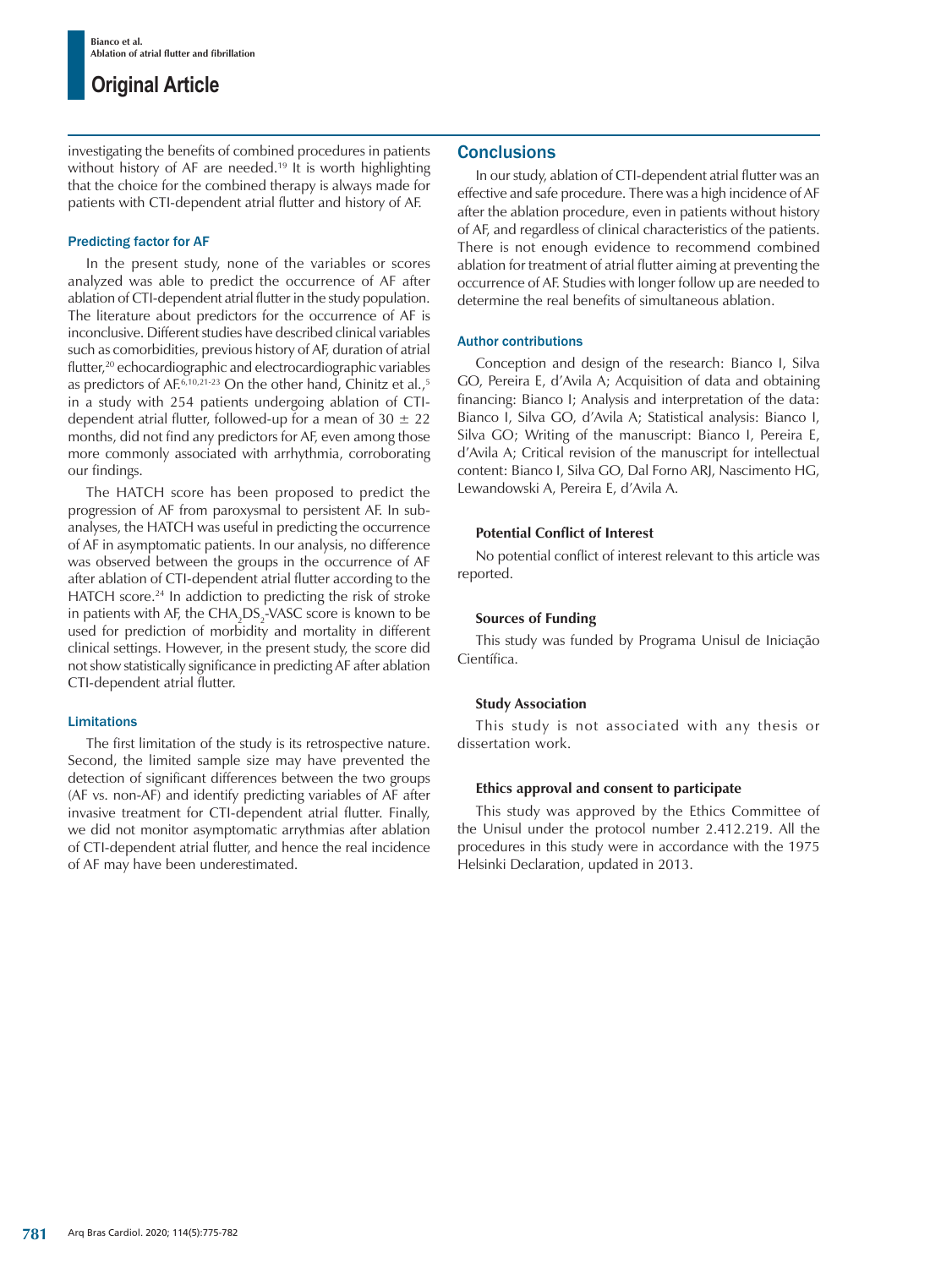investigating the benefits of combined procedures in patients without history of AF are needed.[19] It is worth highlighting that the choice for the combined therapy is always made for patients with CTI-dependent atrial flutter and history of AF.

### Predicting factor for AF

In the present study, none of the variables or scores analyzed was able to predict the occurrence of AF after ablation of CTI-dependent atrial flutter in the study population. The literature about predictors for the occurrence of AF is inconclusive. Different studies have described clinical variables such as comorbidities, previous history of AF, duration of atrial flutter,[20] echocardiographic and electrocardiographic variables as predictors of AF.[6,10,21-23] On the other hand, Chinitz et al.,[5] in a study with 254 patients undergoing ablation of CTI-dependent atrial flutter, followed-up for a mean of 30 ± 22 months, did not find any predictors for AF, even among those more commonly associated with arrhythmia, corroborating our findings.

The HATCH score has been proposed to predict the progression of AF from paroxysmal to persistent AF. In sub-analyses, the HATCH was useful in predicting the occurrence of AF in asymptomatic patients. In our analysis, no difference was observed between the groups in the occurrence of AF after ablation of CTI-dependent atrial flutter according to the HATCH score.[24] In addiction to predicting the risk of stroke in patients with AF, the $CHA_2DS_2$-VASC score is known to be used for prediction of morbidity and mortality in different clinical settings. However, in the present study, the score did not show statistically significance in predicting AF after ablation CTI-dependent atrial flutter.

### Limitations

The first limitation of the study is its retrospective nature. Second, the limited sample size may have prevented the detection of significant differences between the two groups (AF vs. non-AF) and identify predicting variables of AF after invasive treatment for CTI-dependent atrial flutter. Finally, we did not monitor asymptomatic arrythmias after ablation of CTI-dependent atrial flutter, and hence the real incidence of AF may have been underestimated.

## Conclusions

In our study, ablation of CTI-dependent atrial flutter was an effective and safe procedure. There was a high incidence of AF after the ablation procedure, even in patients without history of AF, and regardless of clinical characteristics of the patients. There is not enough evidence to recommend combined ablation for treatment of atrial flutter aiming at preventing the occurrence of AF. Studies with longer follow up are needed to determine the real benefits of simultaneous ablation.

### Author contributions

Conception and design of the research: Bianco I, Silva GO, Pereira E, d'Avila A; Acquisition of data and obtaining financing: Bianco I; Analysis and interpretation of the data: Bianco I, Silva GO, d'Avila A; Statistical analysis: Bianco I, Silva GO; Writing of the manuscript: Bianco I, Pereira E, d'Avila A; Critical revision of the manuscript for intellectual content: Bianco I, Silva GO, Dal Forno ARJ, Nascimento HG, Lewandowski A, Pereira E, d'Avila A.

#### Potential Conflict of Interest

No potential conflict of interest relevant to this article was reported.

#### Sources of Funding

This study was funded by Programa Unisul de Iniciação Científica.

#### Study Association

This study is not associated with any thesis or dissertation work.

#### Ethics approval and consent to participate

This study was approved by the Ethics Committee of the Unisul under the protocol number 2.412.219. All the procedures in this study were in accordance with the 1975 Helsinki Declaration, updated in 2013.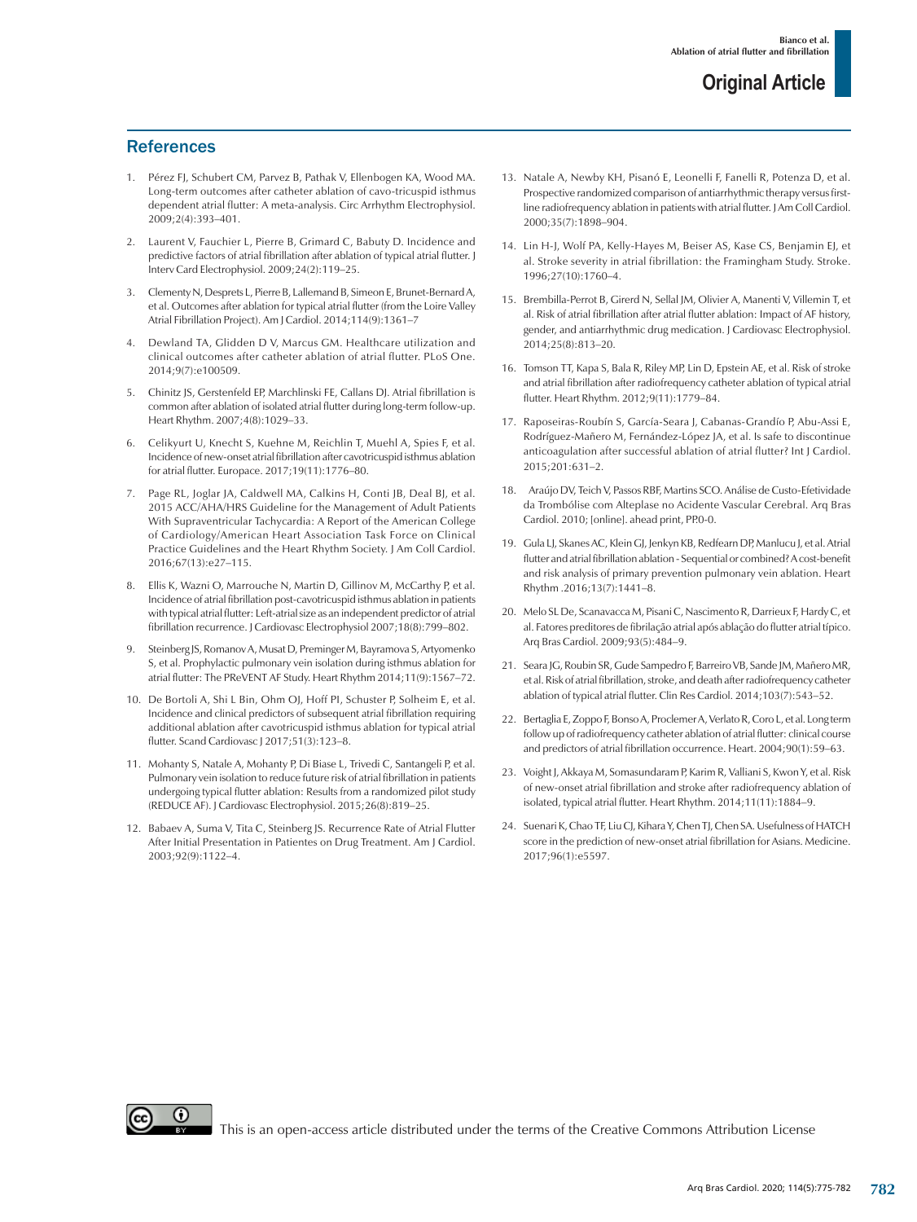## References

1. Pérez FJ, Schubert CM, Parvez B, Pathak V, Ellenbogen KA, Wood MA. Long-term outcomes after catheter ablation of cavo-tricuspid isthmus dependent atrial flutter: A meta-analysis. Circ Arrhythm Electrophysiol. 2009;2(4):393–401.

2. Laurent V, Fauchier L, Pierre B, Grimard C, Babuty D. Incidence and predictive factors of atrial fibrillation after ablation of typical atrial flutter. J Interv Card Electrophysiol. 2009;24(2):119–25.

3. Clementy N, Desprets L, Pierre B, Lallemand B, Simeon E, Brunet-Bernard A, et al. Outcomes after ablation for typical atrial flutter (from the Loire Valley Atrial Fibrillation Project). Am J Cardiol. 2014;114(9):1361–7

4. Dewland TA, Glidden D V, Marcus GM. Healthcare utilization and clinical outcomes after catheter ablation of atrial flutter. PLoS One. 2014;9(7):e100509.

5. Chinitz JS, Gerstenfeld EP, Marchlinski FE, Callans DJ. Atrial fibrillation is common after ablation of isolated atrial flutter during long-term follow-up. Heart Rhythm. 2007;4(8):1029–33.

6. Celikyurt U, Knecht S, Kuehne M, Reichlin T, Muehl A, Spies F, et al. Incidence of new-onset atrial fibrillation after cavotricuspid isthmus ablation for atrial flutter. Europace. 2017;19(11):1776–80.

7. Page RL, Joglar JA, Caldwell MA, Calkins H, Conti JB, Deal BJ, et al. 2015 ACC/AHA/HRS Guideline for the Management of Adult Patients With Supraventricular Tachycardia: A Report of the American College of Cardiology/American Heart Association Task Force on Clinical Practice Guidelines and the Heart Rhythm Society. J Am Coll Cardiol. 2016;67(13):e27–115.

8. Ellis K, Wazni O, Marrouche N, Martin D, Gillinov M, McCarthy P, et al. Incidence of atrial fibrillation post-cavotricuspid isthmus ablation in patients with typical atrial flutter: Left-atrial size as an independent predictor of atrial fibrillation recurrence. J Cardiovasc Electrophysiol 2007;18(8):799–802.

9. Steinberg JS, Romanov A, Musat D, Preminger M, Bayramova S, Artyomenko S, et al. Prophylactic pulmonary vein isolation during isthmus ablation for atrial flutter: The PReVENT AF Study. Heart Rhythm 2014;11(9):1567–72.

10. De Bortoli A, Shi L Bin, Ohm OJ, Hoff PI, Schuster P, Solheim E, et al. Incidence and clinical predictors of subsequent atrial fibrillation requiring additional ablation after cavotricuspid isthmus ablation for typical atrial flutter. Scand Cardiovasc J 2017;51(3):123–8.

11. Mohanty S, Natale A, Mohanty P, Di Biase L, Trivedi C, Santangeli P, et al. Pulmonary vein isolation to reduce future risk of atrial fibrillation in patients undergoing typical flutter ablation: Results from a randomized pilot study (REDUCE AF). J Cardiovasc Electrophysiol. 2015;26(8):819–25.

12. Babaev A, Suma V, Tita C, Steinberg JS. Recurrence Rate of Atrial Flutter After Initial Presentation in Patientes on Drug Treatment. Am J Cardiol. 2003;92(9):1122–4.

13. Natale A, Newby KH, Pisanó E, Leonelli F, Fanelli R, Potenza D, et al. Prospective randomized comparison of antiarrhythmic therapy versus first-line radiofrequency ablation in patients with atrial flutter. J Am Coll Cardiol. 2000;35(7):1898–904.

14. Lin H-J, Wolf PA, Kelly-Hayes M, Beiser AS, Kase CS, Benjamin EJ, et al. Stroke severity in atrial fibrillation: the Framingham Study. Stroke. 1996;27(10):1760–4.

15. Brembilla-Perrot B, Girerd N, Sellal JM, Olivier A, Manenti V, Villemin T, et al. Risk of atrial fibrillation after atrial flutter ablation: Impact of AF history, gender, and antiarrhythmic drug medication. J Cardiovasc Electrophysiol. 2014;25(8):813–20.

16. Tomson TT, Kapa S, Bala R, Riley MP, Lin D, Epstein AE, et al. Risk of stroke and atrial fibrillation after radiofrequency catheter ablation of typical atrial flutter. Heart Rhythm. 2012;9(11):1779–84.

17. Raposeiras-Roubín S, García-Seara J, Cabanas-Grandío P, Abu-Assi E, Rodríguez-Mañero M, Fernández-López JA, et al. Is safe to discontinue anticoagulation after successful ablation of atrial flutter? Int J Cardiol. 2015;201:631–2.

18. Araújo DV, Teich V, Passos RBF, Martins SCO. Análise de Custo-Efetividade da Trombólise com Alteplase no Acidente Vascular Cerebral. Arq Bras Cardiol. 2010; [online]. ahead print, PP.0-0.

19. Gula LJ, Skanes AC, Klein GJ, Jenkyn KB, Redfearn DP, Manlucu J, et al. Atrial flutter and atrial fibrillation ablation - Sequential or combined? A cost-benefit and risk analysis of primary prevention pulmonary vein ablation. Heart Rhythm .2016;13(7):1441–8.

20. Melo SL De, Scanavacca M, Pisani C, Nascimento R, Darrieux F, Hardy C, et al. Fatores preditores de fibrilação atrial após ablação do flutter atrial típico. Arq Bras Cardiol. 2009;93(5):484–9.

21. Seara JG, Roubin SR, Gude Sampedro F, Barreiro VB, Sande JM, Mañero MR, et al. Risk of atrial fibrillation, stroke, and death after radiofrequency catheter ablation of typical atrial flutter. Clin Res Cardiol. 2014;103(7):543–52.

22. Bertaglia E, Zoppo F, Bonso A, Proclemer A, Verlato R, Coro L, et al. Long term follow up of radiofrequency catheter ablation of atrial flutter: clinical course and predictors of atrial fibrillation occurrence. Heart. 2004;90(1):59–63.

23. Voight J, Akkaya M, Somasundaram P, Karim R, Valliani S, Kwon Y, et al. Risk of new-onset atrial fibrillation and stroke after radiofrequency ablation of isolated, typical atrial flutter. Heart Rhythm. 2014;11(11):1884–9.

24. Suenari K, Chao TF, Liu CJ, Kihara Y, Chen TJ, Chen SA. Usefulness of HATCH score in the prediction of new-onset atrial fibrillation for Asians. Medicine. 2017;96(1):e5597.

This is an open-access article distributed under the terms of the Creative Commons Attribution License